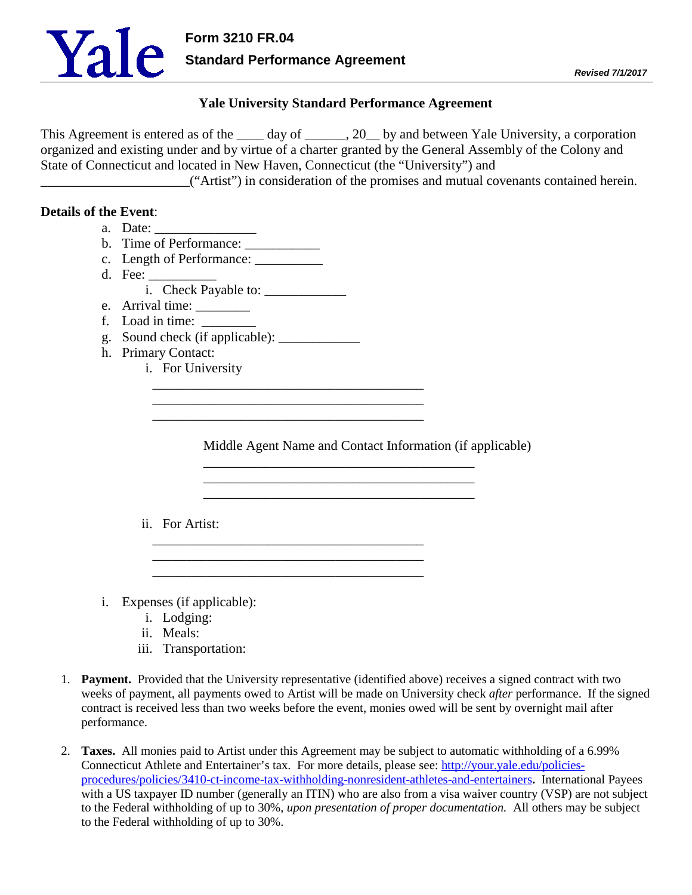Yale **Form 3210 FR.04**
**Standard Payment Agreement**

***Revised 7/1/2017***

## Yale University Standard Performance Agreement

This Agreement is entered as of the ____ day of ______, 20__ by and between Yale University, a corporation organized and existing under and by virtue of a charter granted by the General Assembly of the Colony and State of Connecticut and located in New Haven, Connecticut (the "University") and ______________________("Artist") in consideration of the promises and mutual covenants contained herein.

**Details of the Event**:

a. Date: _______________
b. Time of Performance: ___________
c. Length of Performance: __________
d. Fee: __________
    i. Check Payable to: ____________
e. Arrival time: ________
f. Load in time: ________
g. Sound check (if applicable): ____________
h. Primary Contact:
    i. For University
        _________________________________________
        _________________________________________
        _________________________________________

        Middle Agent Name and Contact Information (if applicable)
        _________________________________________
        _________________________________________
        _________________________________________

    ii. For Artist:
        _________________________________________
        _________________________________________
        _________________________________________

i. Expenses (if applicable):
    i. Lodging:
    ii. Meals:
    iii. Transportation:

1. **Payment.** Provided that the University representative (identified above) receives a signed contract with two weeks of payment, all payments owed to Artist will be made on University check *after* performance. If the signed contract is received less than two weeks before the event, monies owed will be sent by overnight mail after performance.

2. **Taxes.** All monies paid to Artist under this Agreement may be subject to automatic withholding of a 6.99% Connecticut Athlete and Entertainer's tax. For more details, please see: [http://your.yale.edu/policies-procedures/policies/3410-ct-income-tax-withholding-nonresident-athletes-and-entertainers](http://your.yale.edu/policies-procedures/policies/3410-ct-income-tax-withholding-nonresident-athletes-and-entertainers)**.** International Payees with a US taxpayer ID number (generally an ITIN) who are also from a visa waiver country (VSP) are not subject to the Federal withholding of up to 30%, *upon presentation of proper documentation.* All others may be subject to the Federal withholding of up to 30%.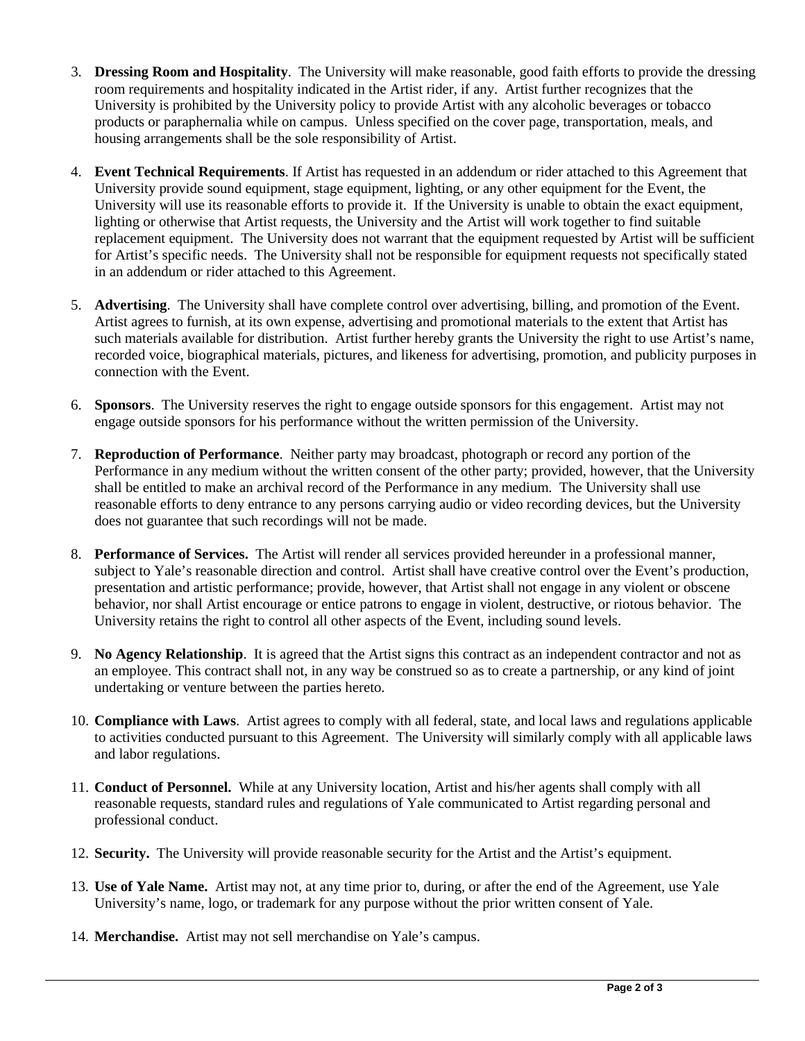3. **Dressing Room and Hospitality**. The University will make reasonable, good faith efforts to provide the dressing room requirements and hospitality indicated in the Artist rider, if any. Artist further recognizes that the University is prohibited by the University policy to provide Artist with any alcoholic beverages or tobacco products or paraphernalia while on campus. Unless specified on the cover page, transportation, meals, and housing arrangements shall be the sole responsibility of Artist.

4. **Event Technical Requirements**. If Artist has requested in an addendum or rider attached to this Agreement that University provide sound equipment, stage equipment, lighting, or any other equipment for the Event, the University will use its reasonable efforts to provide it. If the University is unable to obtain the exact equipment, lighting or otherwise that Artist requests, the University and the Artist will work together to find suitable replacement equipment. The University does not warrant that the equipment requested by Artist will be sufficient for Artist's specific needs. The University shall not be responsible for equipment requests not specifically stated in an addendum or rider attached to this Agreement.

5. **Advertising**. The University shall have complete control over advertising, billing, and promotion of the Event. Artist agrees to furnish, at its own expense, advertising and promotional materials to the extent that Artist has such materials available for distribution. Artist further hereby grants the University the right to use Artist's name, recorded voice, biographical materials, pictures, and likeness for advertising, promotion, and publicity purposes in connection with the Event.

6. **Sponsors**. The University reserves the right to engage outside sponsors for this engagement. Artist may not engage outside sponsors for his performance without the written permission of the University.

7. **Reproduction of Performance**. Neither party may broadcast, photograph or record any portion of the Performance in any medium without the written consent of the other party; provided, however, that the University shall be entitled to make an archival record of the Performance in any medium. The University shall use reasonable efforts to deny entrance to any persons carrying audio or video recording devices, but the University does not guarantee that such recordings will not be made.

8. **Performance of Services.** The Artist will render all services provided hereunder in a professional manner, subject to Yale's reasonable direction and control. Artist shall have creative control over the Event's production, presentation and artistic performance; provide, however, that Artist shall not engage in any violent or obscene behavior, nor shall Artist encourage or entice patrons to engage in violent, destructive, or riotous behavior. The University retains the right to control all other aspects of the Event, including sound levels.

9. **No Agency Relationship**. It is agreed that the Artist signs this contract as an independent contractor and not as an employee. This contract shall not, in any way be construed so as to create a partnership, or any kind of joint undertaking or venture between the parties hereto.

10. **Compliance with Laws**. Artist agrees to comply with all federal, state, and local laws and regulations applicable to activities conducted pursuant to this Agreement. The University will similarly comply with all applicable laws and labor regulations.

11. **Conduct of Personnel.** While at any University location, Artist and his/her agents shall comply with all reasonable requests, standard rules and regulations of Yale communicated to Artist regarding personal and professional conduct.

12. **Security.** The University will provide reasonable security for the Artist and the Artist's equipment.

13. **Use of Yale Name.** Artist may not, at any time prior to, during, or after the end of the Agreement, use Yale University's name, logo, or trademark for any purpose without the prior written consent of Yale.

14. **Merchandise.** Artist may not sell merchandise on Yale's campus.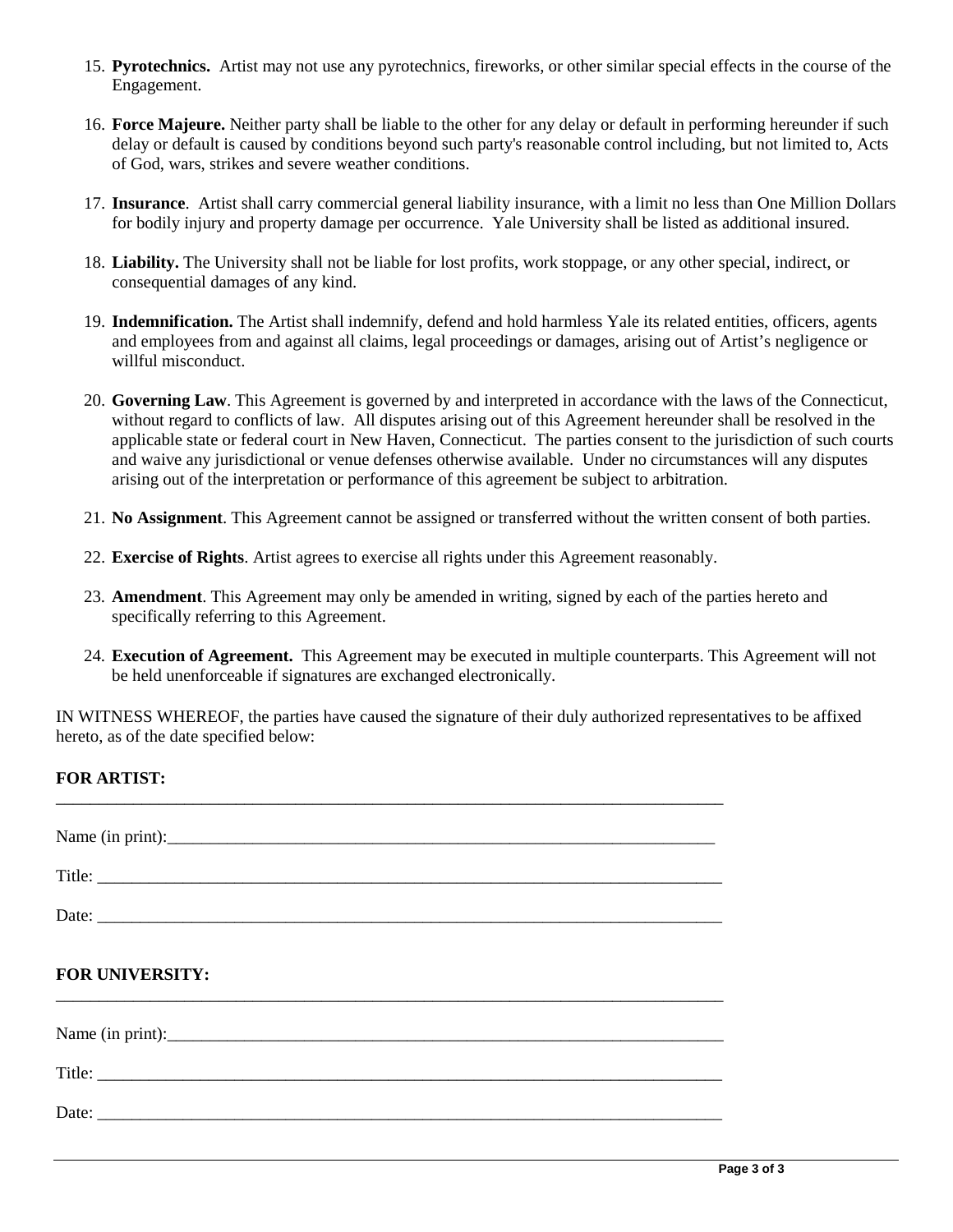15. **Pyrotechnics.** Artist may not use any pyrotechnics, fireworks, or other similar special effects in the course of the Engagement.

16. **Force Majeure.** Neither party shall be liable to the other for any delay or default in performing hereunder if such delay or default is caused by conditions beyond such party's reasonable control including, but not limited to, Acts of God, wars, strikes and severe weather conditions.

17. **Insurance**. Artist shall carry commercial general liability insurance, with a limit no less than One Million Dollars for bodily injury and property damage per occurrence. Yale University shall be listed as additional insured.

18. **Liability.** The University shall not be liable for lost profits, work stoppage, or any other special, indirect, or consequential damages of any kind.

19. **Indemnification.** The Artist shall indemnify, defend and hold harmless Yale its related entities, officers, agents and employees from and against all claims, legal proceedings or damages, arising out of Artist's negligence or willful misconduct.

20. **Governing Law**. This Agreement is governed by and interpreted in accordance with the laws of the Connecticut, without regard to conflicts of law. All disputes arising out of this Agreement hereunder shall be resolved in the applicable state or federal court in New Haven, Connecticut. The parties consent to the jurisdiction of such courts and waive any jurisdictional or venue defenses otherwise available. Under no circumstances will any disputes arising out of the interpretation or performance of this agreement be subject to arbitration.

21. **No Assignment**. This Agreement cannot be assigned or transferred without the written consent of both parties.

22. **Exercise of Rights**. Artist agrees to exercise all rights under this Agreement reasonably.

23. **Amendment**. This Agreement may only be amended in writing, signed by each of the parties hereto and specifically referring to this Agreement.

24. **Execution of Agreement.** This Agreement may be executed in multiple counterparts. This Agreement will not be held unenforceable if signatures are exchanged electronically.

IN WITNESS WHEREOF, the parties have caused the signature of their duly authorized representatives to be affixed hereto, as of the date specified below:

**FOR ARTIST:**

_______________________________________________________________________________

Name (in print):______________________________________________________________

Title: _______________________________________________________________________

Date: _______________________________________________________________________

**FOR UNIVERSITY:**

_______________________________________________________________________________

Name (in print):______________________________________________________________

Title: _______________________________________________________________________

Date: _______________________________________________________________________